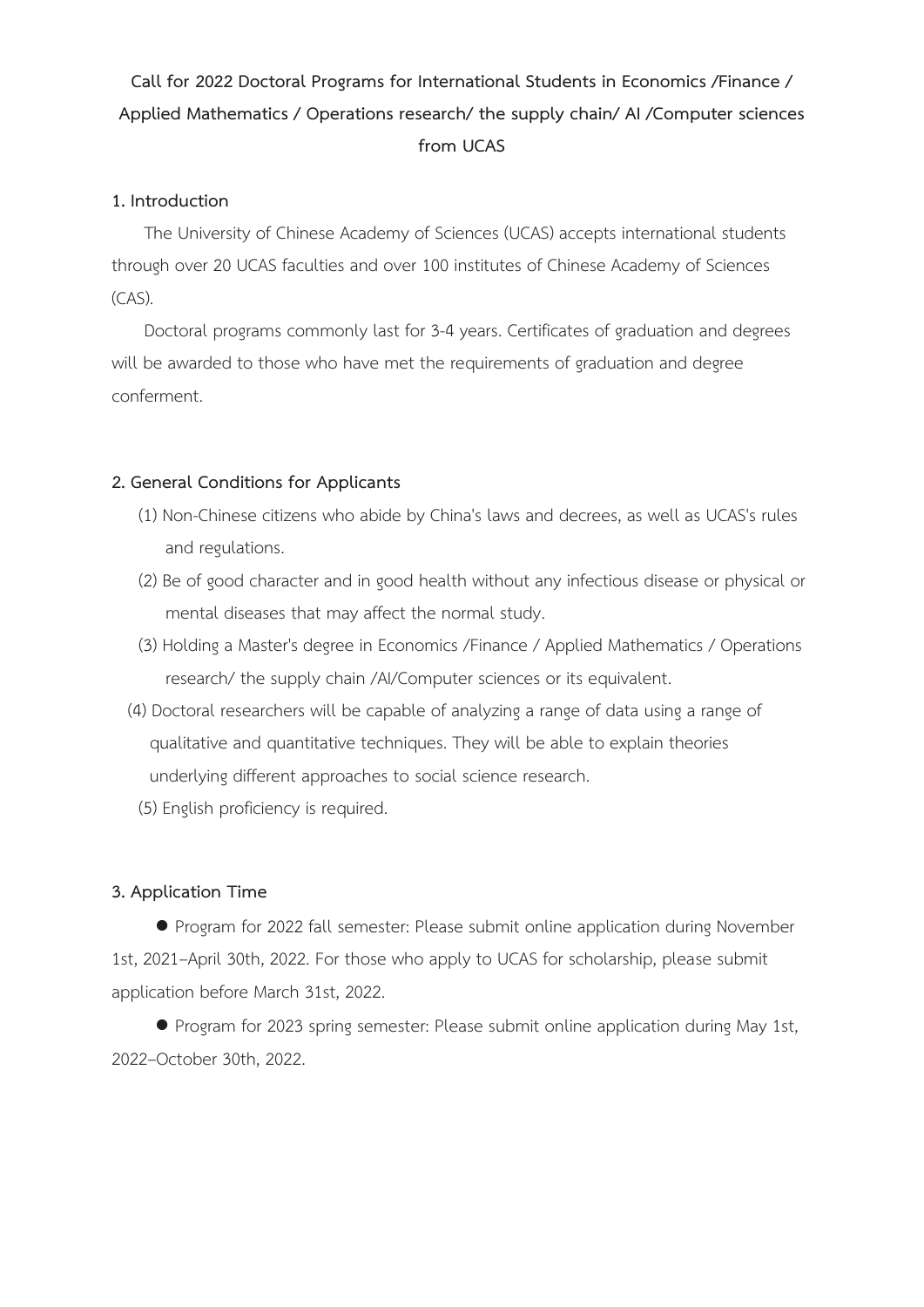# Call for 2022 Doctoral Programs for International Students in Economics /Finance / Applied Mathematics / Operations research/ the supply chain/ AI /Computer sciences from UCAS

## 1. Introduction

The University of Chinese Academy of Sciences (UCAS) accepts international students through over 20 UCAS faculties and over 100 institutes of Chinese Academy of Sciences (CAS).

Doctoral programs commonly last for 3-4 years. Certificates of graduation and degrees will be awarded to those who have met the requirements of graduation and degree conferment.

## 2. General Conditions for Applicants

(1) Non-Chinese citizens who abide by China's laws and decrees, as well as UCAS's rules and regulations.

(2) Be of good character and in good health without any infectious disease or physical or mental diseases that may affect the normal study.

(3) Holding a Master's degree in Economics /Finance / Applied Mathematics / Operations research/ the supply chain /AI/Computer sciences or its equivalent.

(4) Doctoral researchers will be capable of analyzing a range of data using a range of qualitative and quantitative techniques. They will be able to explain theories underlying different approaches to social science research.

(5) English proficiency is required.

## 3. Application Time

- Program for 2022 fall semester: Please submit online application during November 1st, 2021–April 30th, 2022. For those who apply to UCAS for scholarship, please submit application before March 31st, 2022.
- Program for 2023 spring semester: Please submit online application during May 1st, 2022–October 30th, 2022.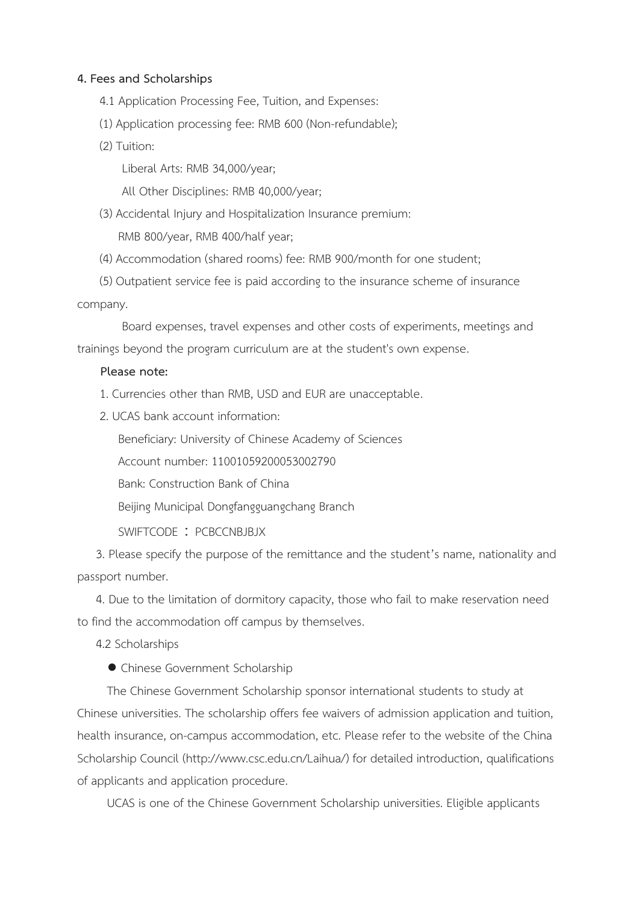## 4. Fees and Scholarships

4.1 Application Processing Fee, Tuition, and Expenses:

(1) Application processing fee: RMB 600 (Non-refundable);

(2) Tuition:

Liberal Arts: RMB 34,000/year;

All Other Disciplines: RMB 40,000/year;

(3) Accidental Injury and Hospitalization Insurance premium:

RMB 800/year, RMB 400/half year;

(4) Accommodation (shared rooms) fee: RMB 900/month for one student;

(5) Outpatient service fee is paid according to the insurance scheme of insurance company.

Board expenses, travel expenses and other costs of experiments, meetings and trainings beyond the program curriculum are at the student's own expense.

**Please note:**

1. Currencies other than RMB, USD and EUR are unacceptable.
2. UCAS bank account information:

   Beneficiary: University of Chinese Academy of Sciences

   Account number: 11001059200053002790

   Bank: Construction Bank of China

   Beijing Municipal Dongfangguangchang Branch

   SWIFTCODE ： PCBCCNBJBJX

3. Please specify the purpose of the remittance and the student’s name, nationality and passport number.
4. Due to the limitation of dormitory capacity, those who fail to make reservation need to find the accommodation off campus by themselves.

4.2 Scholarships

- Chinese Government Scholarship

The Chinese Government Scholarship sponsor international students to study at Chinese universities. The scholarship offers fee waivers of admission application and tuition, health insurance, on-campus accommodation, etc. Please refer to the website of the China Scholarship Council (http://www.csc.edu.cn/Laihua/) for detailed introduction, qualifications of applicants and application procedure.

UCAS is one of the Chinese Government Scholarship universities. Eligible applicants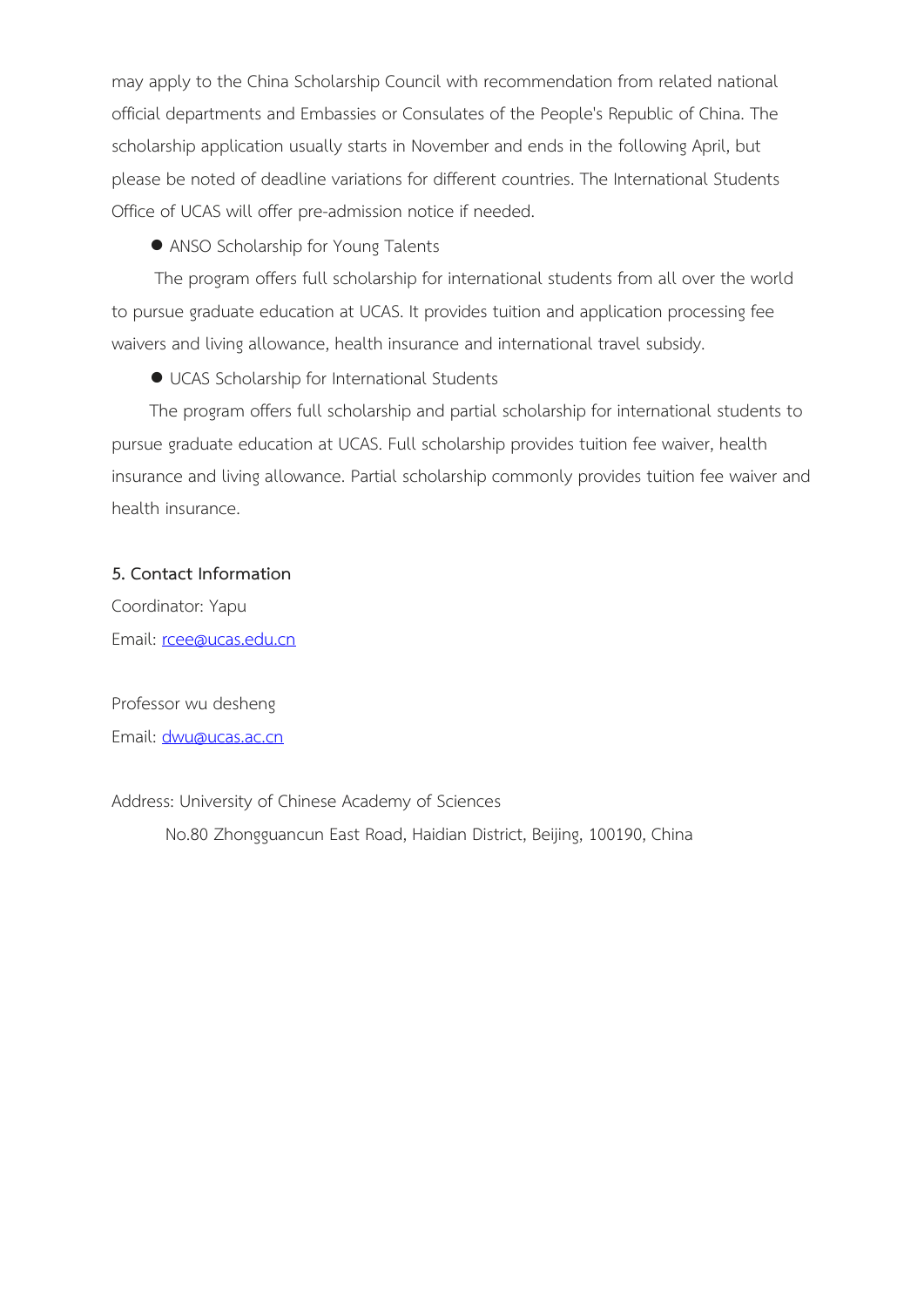may apply to the China Scholarship Council with recommendation from related national official departments and Embassies or Consulates of the People's Republic of China. The scholarship application usually starts in November and ends in the following April, but please be noted of deadline variations for different countries. The International Students Office of UCAS will offer pre-admission notice if needed.

- ANSO Scholarship for Young Talents

The program offers full scholarship for international students from all over the world to pursue graduate education at UCAS. It provides tuition and application processing fee waivers and living allowance, health insurance and international travel subsidy.

- UCAS Scholarship for International Students

The program offers full scholarship and partial scholarship for international students to pursue graduate education at UCAS. Full scholarship provides tuition fee waiver, health insurance and living allowance. Partial scholarship commonly provides tuition fee waiver and health insurance.

**5. Contact Information**

Coordinator: Yapu

Email: rcee@ucas.edu.cn

Professor wu desheng

Email: dwu@ucas.ac.cn

Address: University of Chinese Academy of Sciences

No.80 Zhongguancun East Road, Haidian District, Beijing, 100190, China